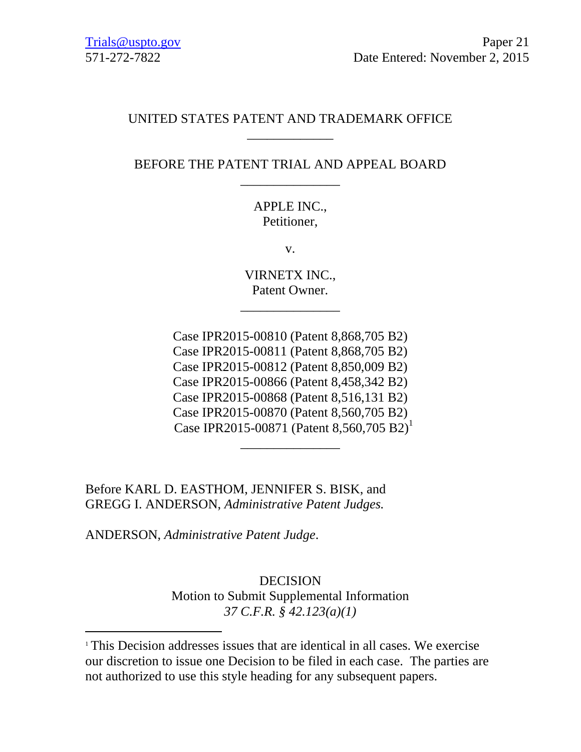Trials@uspto.gov
571-272-7822

Paper 21
Date Entered: November 2, 2015

UNITED STATES PATENT AND TRADEMARK OFFICE

---

BEFORE THE PATENT TRIAL AND APPEAL BOARD

---

APPLE INC.,
Petitioner,

v.

VIRNETX INC.,
Patent Owner.

---

Case IPR2015-00810 (Patent 8,868,705 B2)
Case IPR2015-00811 (Patent 8,868,705 B2)
Case IPR2015-00812 (Patent 8,850,009 B2)
Case IPR2015-00866 (Patent 8,458,342 B2)
Case IPR2015-00868 (Patent 8,516,131 B2)
Case IPR2015-00870 (Patent 8,560,705 B2)
Case IPR2015-00871 (Patent 8,560,705 B2)[1]

---

Before KARL D. EASTHOM, JENNIFER S. BISK, and GREGG I. ANDERSON, *Administrative Patent Judges.*

ANDERSON, *Administrative Patent Judge*.

DECISION
Motion to Submit Supplemental Information
*37 C.F.R. § 42.123(a)(1)*

---

[1] This Decision addresses issues that are identical in all cases. We exercise our discretion to issue one Decision to be filed in each case. The parties are not authorized to use this style heading for any subsequent papers.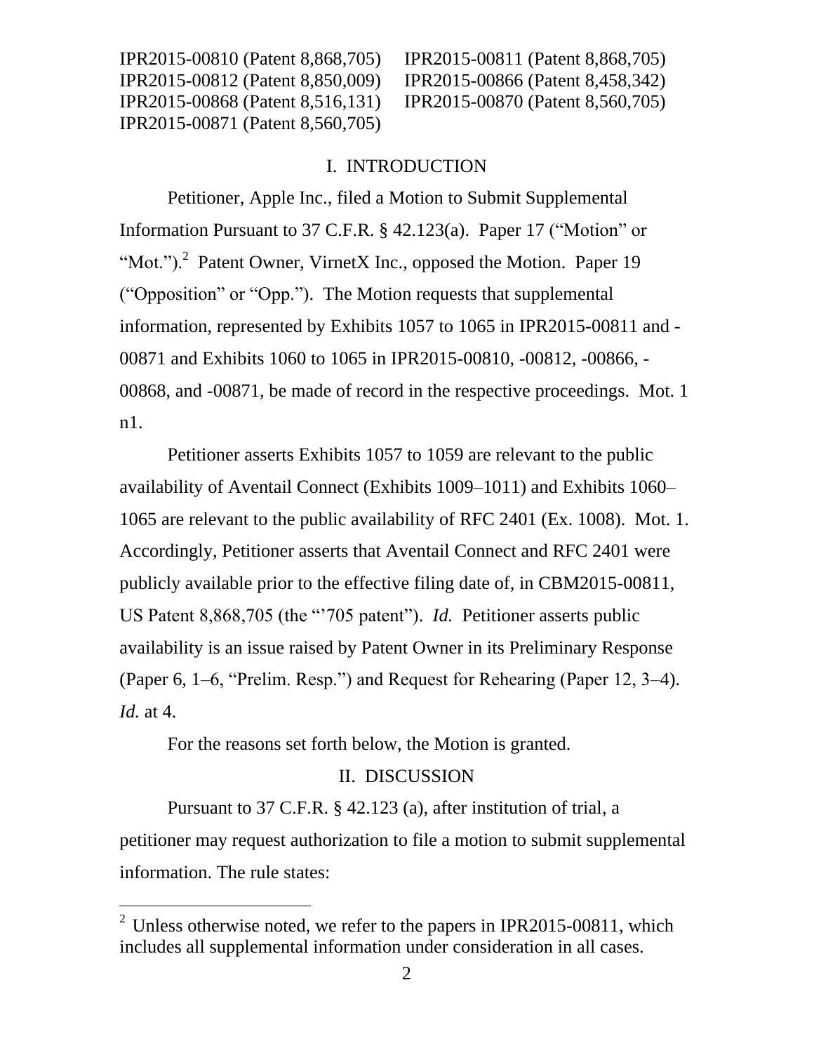IPR2015-00810 (Patent 8,868,705) IPR2015-00811 (Patent 8,868,705)
IPR2015-00812 (Patent 8,850,009) IPR2015-00866 (Patent 8,458,342)
IPR2015-00868 (Patent 8,516,131) IPR2015-00870 (Patent 8,560,705)
IPR2015-00871 (Patent 8,560,705)

## I. INTRODUCTION

Petitioner, Apple Inc., filed a Motion to Submit Supplemental Information Pursuant to 37 C.F.R. § 42.123(a). Paper 17 ("Motion" or "Mot.").[2] Patent Owner, VirnetX Inc., opposed the Motion. Paper 19 ("Opposition" or "Opp."). The Motion requests that supplemental information, represented by Exhibits 1057 to 1065 in IPR2015-00811 and -00871 and Exhibits 1060 to 1065 in IPR2015-00810, -00812, -00866, -00868, and -00871, be made of record in the respective proceedings. Mot. 1 n1.

Petitioner asserts Exhibits 1057 to 1059 are relevant to the public availability of Aventail Connect (Exhibits 1009–1011) and Exhibits 1060–1065 are relevant to the public availability of RFC 2401 (Ex. 1008). Mot. 1. Accordingly, Petitioner asserts that Aventail Connect and RFC 2401 were publicly available prior to the effective filing date of, in CBM2015-00811, US Patent 8,868,705 (the "'705 patent"). *Id.* Petitioner asserts public availability is an issue raised by Patent Owner in its Preliminary Response (Paper 6, 1–6, "Prelim. Resp.") and Request for Rehearing (Paper 12, 3–4). *Id.* at 4.

For the reasons set forth below, the Motion is granted.

## II. DISCUSSION

Pursuant to 37 C.F.R. § 42.123 (a), after institution of trial, a petitioner may request authorization to file a motion to submit supplemental information. The rule states:

---

[2] Unless otherwise noted, we refer to the papers in IPR2015-00811, which includes all supplemental information under consideration in all cases.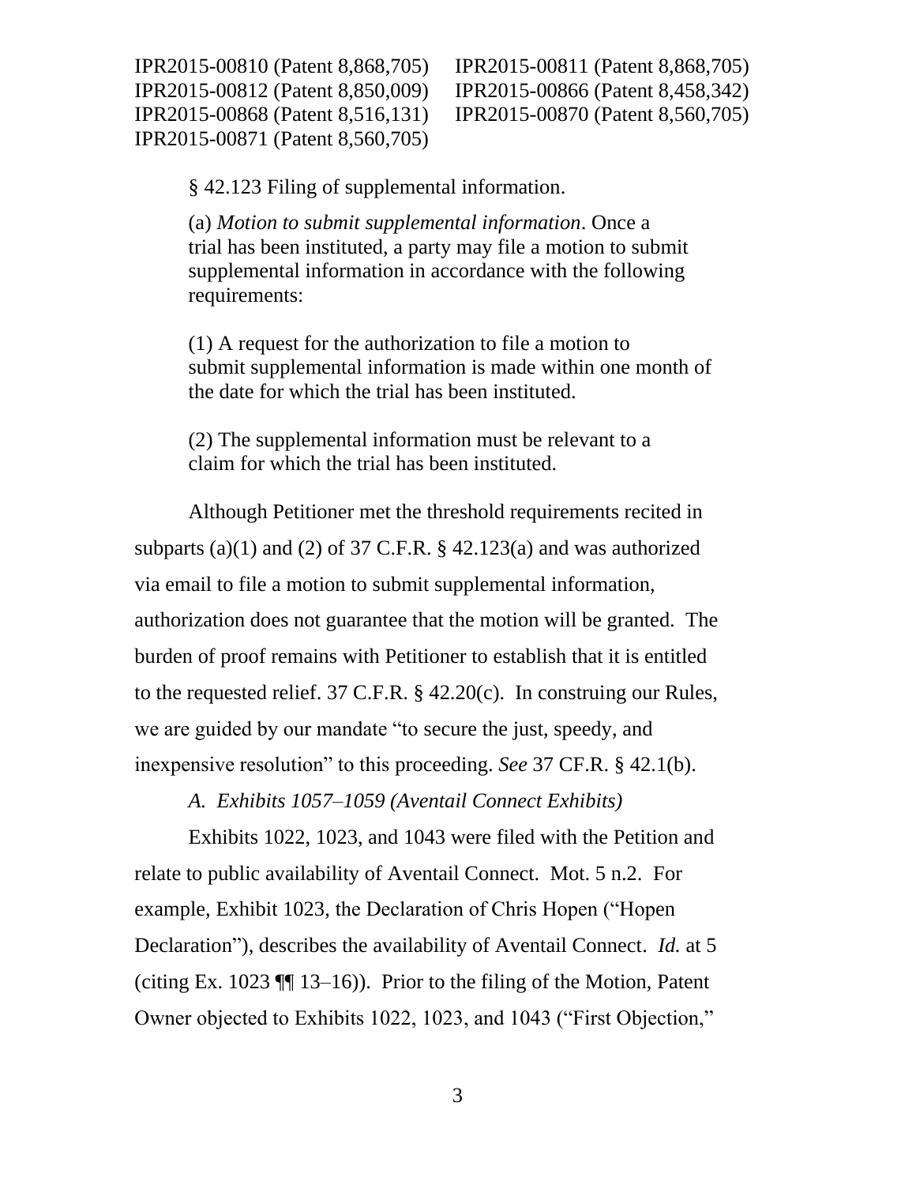§ 42.123 Filing of supplemental information.

(a) *Motion to submit supplemental information*. Once a trial has been instituted, a party may file a motion to submit supplemental information in accordance with the following requirements:

(1) A request for the authorization to file a motion to submit supplemental information is made within one month of the date for which the trial has been instituted.

(2) The supplemental information must be relevant to a claim for which the trial has been instituted.

Although Petitioner met the threshold requirements recited in subparts (a)(1) and (2) of 37 C.F.R. § 42.123(a) and was authorized via email to file a motion to submit supplemental information, authorization does not guarantee that the motion will be granted. The burden of proof remains with Petitioner to establish that it is entitled to the requested relief. 37 C.F.R. § 42.20(c). In construing our Rules, we are guided by our mandate "to secure the just, speedy, and inexpensive resolution" to this proceeding. *See* 37 CF.R. § 42.1(b).

*A. Exhibits 1057–1059 (Aventail Connect Exhibits)*

Exhibits 1022, 1023, and 1043 were filed with the Petition and relate to public availability of Aventail Connect. Mot. 5 n.2. For example, Exhibit 1023, the Declaration of Chris Hopen ("Hopen Declaration"), describes the availability of Aventail Connect. *Id.* at 5 (citing Ex. 1023 ¶¶ 13–16)). Prior to the filing of the Motion, Patent Owner objected to Exhibits 1022, 1023, and 1043 ("First Objection,"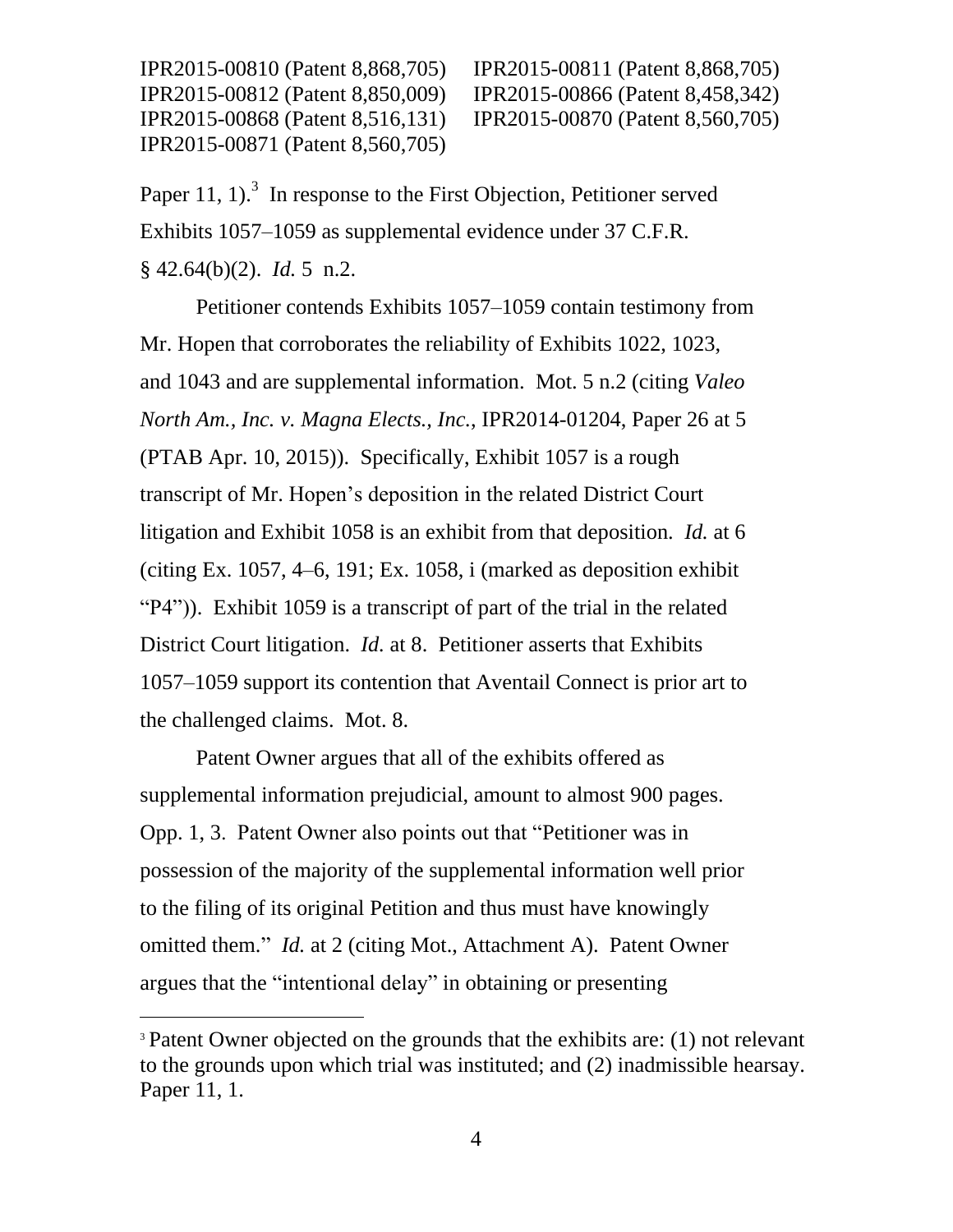Paper 11, 1).[3] In response to the First Objection, Petitioner served Exhibits 1057–1059 as supplemental evidence under 37 C.F.R. § 42.64(b)(2). *Id.* 5 n.2.

Petitioner contends Exhibits 1057–1059 contain testimony from Mr. Hopen that corroborates the reliability of Exhibits 1022, 1023, and 1043 and are supplemental information. Mot. 5 n.2 (citing *Valeo North Am., Inc. v. Magna Elects., Inc.*, IPR2014-01204, Paper 26 at 5 (PTAB Apr. 10, 2015)). Specifically, Exhibit 1057 is a rough transcript of Mr. Hopen's deposition in the related District Court litigation and Exhibit 1058 is an exhibit from that deposition. *Id.* at 6 (citing Ex. 1057, 4–6, 191; Ex. 1058, i (marked as deposition exhibit "P4")). Exhibit 1059 is a transcript of part of the trial in the related District Court litigation. *Id.* at 8. Petitioner asserts that Exhibits 1057–1059 support its contention that Aventail Connect is prior art to the challenged claims. Mot. 8.

Patent Owner argues that all of the exhibits offered as supplemental information prejudicial, amount to almost 900 pages. Opp. 1, 3. Patent Owner also points out that "Petitioner was in possession of the majority of the supplemental information well prior to the filing of its original Petition and thus must have knowingly omitted them." *Id.* at 2 (citing Mot., Attachment A). Patent Owner argues that the "intentional delay" in obtaining or presenting

---

[3] Patent Owner objected on the grounds that the exhibits are: (1) not relevant to the grounds upon which trial was instituted; and (2) inadmissible hearsay. Paper 11, 1.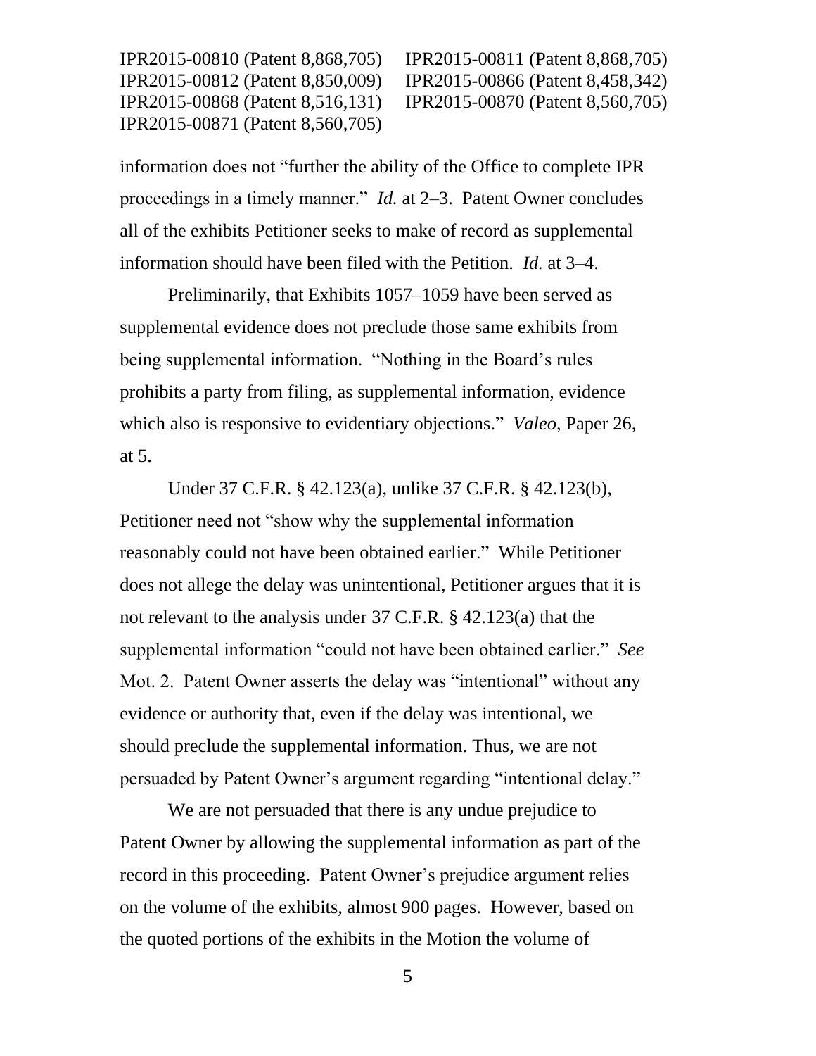information does not "further the ability of the Office to complete IPR proceedings in a timely manner." *Id.* at 2–3. Patent Owner concludes all of the exhibits Petitioner seeks to make of record as supplemental information should have been filed with the Petition. *Id.* at 3–4.

Preliminarily, that Exhibits 1057–1059 have been served as supplemental evidence does not preclude those same exhibits from being supplemental information. "Nothing in the Board's rules prohibits a party from filing, as supplemental information, evidence which also is responsive to evidentiary objections." *Valeo*, Paper 26, at 5.

Under 37 C.F.R. § 42.123(a), unlike 37 C.F.R. § 42.123(b), Petitioner need not "show why the supplemental information reasonably could not have been obtained earlier." While Petitioner does not allege the delay was unintentional, Petitioner argues that it is not relevant to the analysis under 37 C.F.R. § 42.123(a) that the supplemental information "could not have been obtained earlier." *See* Mot. 2. Patent Owner asserts the delay was "intentional" without any evidence or authority that, even if the delay was intentional, we should preclude the supplemental information. Thus, we are not persuaded by Patent Owner's argument regarding "intentional delay."

We are not persuaded that there is any undue prejudice to Patent Owner by allowing the supplemental information as part of the record in this proceeding. Patent Owner's prejudice argument relies on the volume of the exhibits, almost 900 pages. However, based on the quoted portions of the exhibits in the Motion the volume of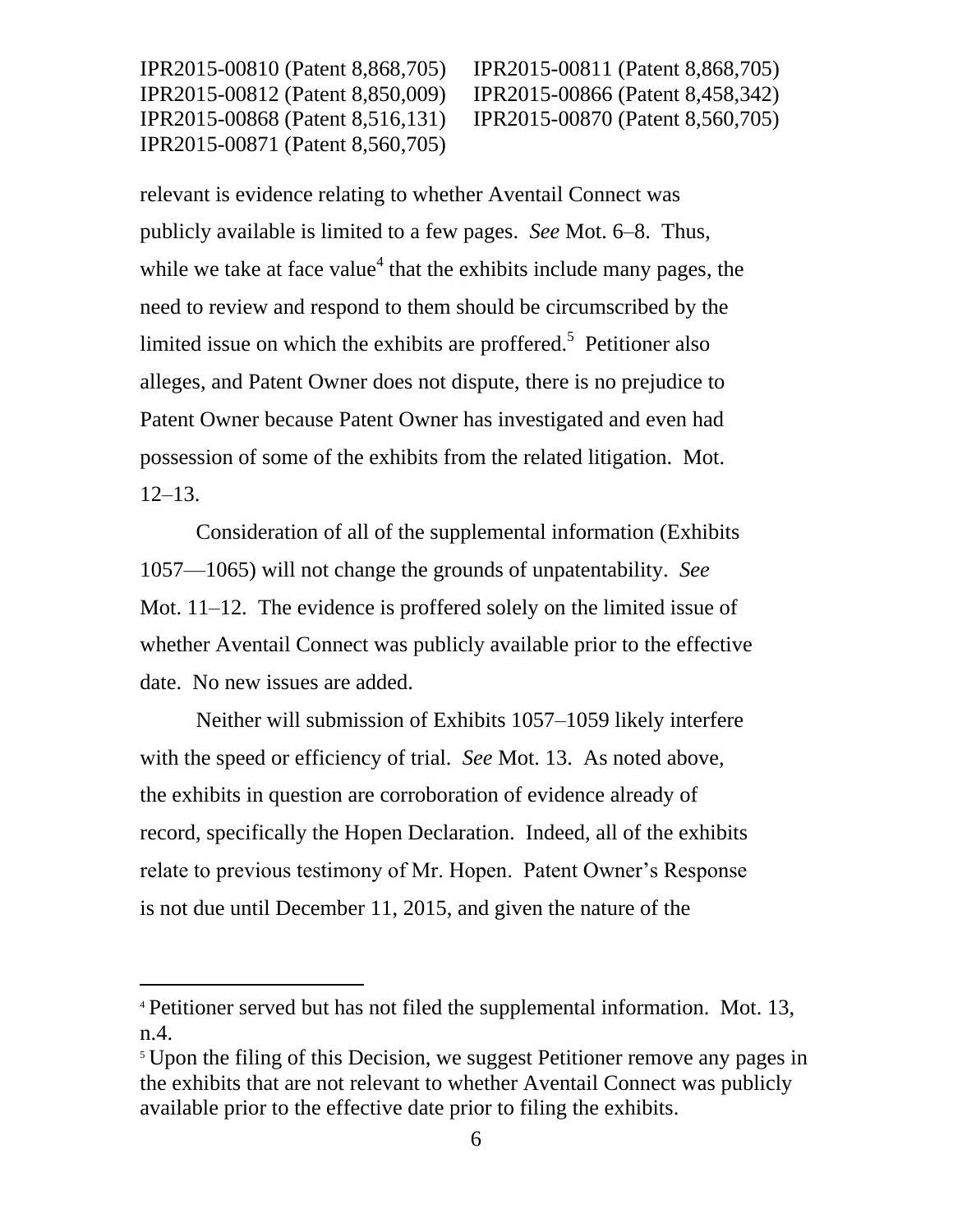relevant is evidence relating to whether Aventail Connect was publicly available is limited to a few pages. *See* Mot. 6–8. Thus, while we take at face value[4] that the exhibits include many pages, the need to review and respond to them should be circumscribed by the limited issue on which the exhibits are proffered.[5] Petitioner also alleges, and Patent Owner does not dispute, there is no prejudice to Patent Owner because Patent Owner has investigated and even had possession of some of the exhibits from the related litigation. Mot. 12–13.

Consideration of all of the supplemental information (Exhibits 1057—1065) will not change the grounds of unpatentability. *See* Mot. 11–12. The evidence is proffered solely on the limited issue of whether Aventail Connect was publicly available prior to the effective date. No new issues are added.

Neither will submission of Exhibits 1057–1059 likely interfere with the speed or efficiency of trial. *See* Mot. 13. As noted above, the exhibits in question are corroboration of evidence already of record, specifically the Hopen Declaration. Indeed, all of the exhibits relate to previous testimony of Mr. Hopen. Patent Owner's Response is not due until December 11, 2015, and given the nature of the

---

[4] Petitioner served but has not filed the supplemental information. Mot. 13, n.4.

[5] Upon the filing of this Decision, we suggest Petitioner remove any pages in the exhibits that are not relevant to whether Aventail Connect was publicly available prior to the effective date prior to filing the exhibits.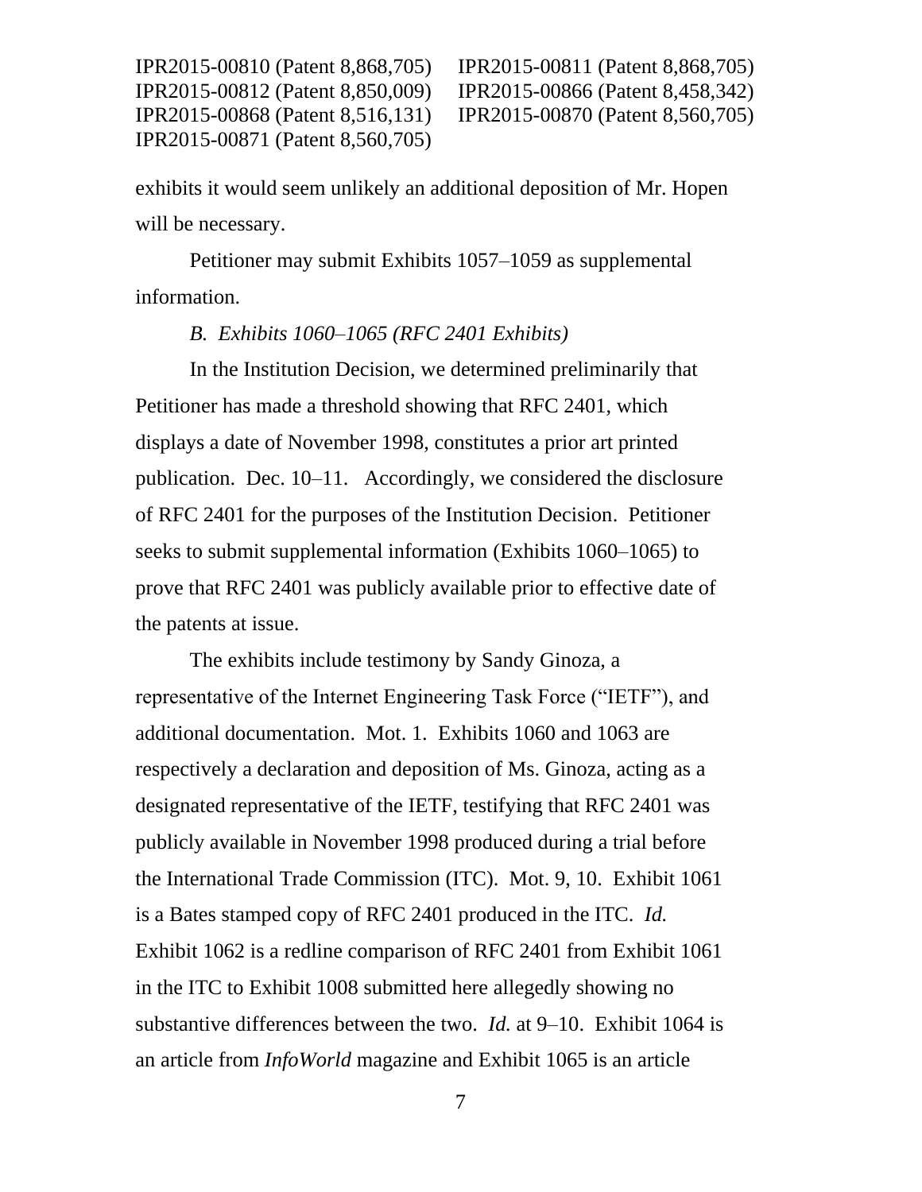exhibits it would seem unlikely an additional deposition of Mr. Hopen will be necessary.

Petitioner may submit Exhibits 1057–1059 as supplemental information.

*B. Exhibits 1060–1065 (RFC 2401 Exhibits)*

In the Institution Decision, we determined preliminarily that Petitioner has made a threshold showing that RFC 2401, which displays a date of November 1998, constitutes a prior art printed publication. Dec. 10–11. Accordingly, we considered the disclosure of RFC 2401 for the purposes of the Institution Decision. Petitioner seeks to submit supplemental information (Exhibits 1060–1065) to prove that RFC 2401 was publicly available prior to effective date of the patents at issue.

The exhibits include testimony by Sandy Ginoza, a representative of the Internet Engineering Task Force ("IETF"), and additional documentation. Mot. 1. Exhibits 1060 and 1063 are respectively a declaration and deposition of Ms. Ginoza, acting as a designated representative of the IETF, testifying that RFC 2401 was publicly available in November 1998 produced during a trial before the International Trade Commission (ITC). Mot. 9, 10. Exhibit 1061 is a Bates stamped copy of RFC 2401 produced in the ITC. *Id.* Exhibit 1062 is a redline comparison of RFC 2401 from Exhibit 1061 in the ITC to Exhibit 1008 submitted here allegedly showing no substantive differences between the two. *Id.* at 9–10. Exhibit 1064 is an article from *InfoWorld* magazine and Exhibit 1065 is an article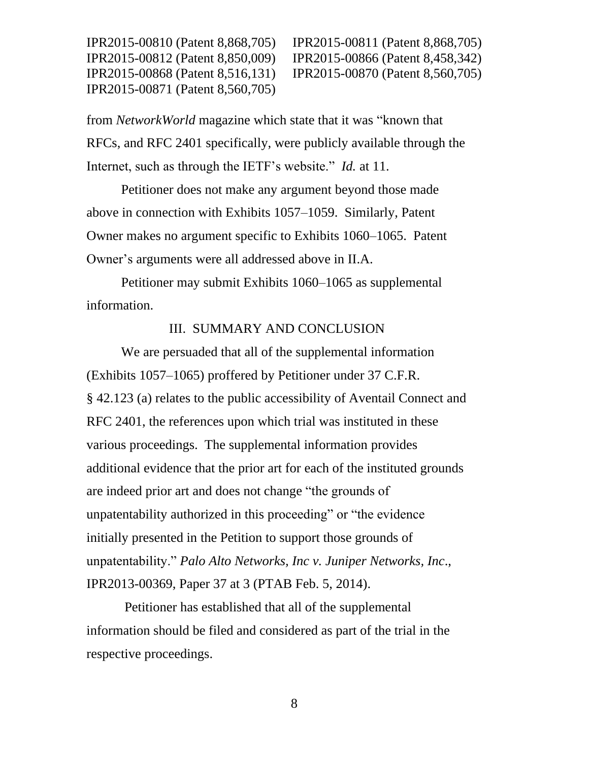from *NetworkWorld* magazine which state that it was "known that RFCs, and RFC 2401 specifically, were publicly available through the Internet, such as through the IETF's website." *Id.* at 11.

Petitioner does not make any argument beyond those made above in connection with Exhibits 1057–1059. Similarly, Patent Owner makes no argument specific to Exhibits 1060–1065. Patent Owner's arguments were all addressed above in II.A.

Petitioner may submit Exhibits 1060–1065 as supplemental information.

## III. SUMMARY AND CONCLUSION

We are persuaded that all of the supplemental information (Exhibits 1057–1065) proffered by Petitioner under 37 C.F.R. § 42.123 (a) relates to the public accessibility of Aventail Connect and RFC 2401, the references upon which trial was instituted in these various proceedings. The supplemental information provides additional evidence that the prior art for each of the instituted grounds are indeed prior art and does not change "the grounds of unpatentability authorized in this proceeding" or "the evidence initially presented in the Petition to support those grounds of unpatentability." *Palo Alto Networks, Inc v. Juniper Networks, Inc*., IPR2013-00369, Paper 37 at 3 (PTAB Feb. 5, 2014).

Petitioner has established that all of the supplemental information should be filed and considered as part of the trial in the respective proceedings.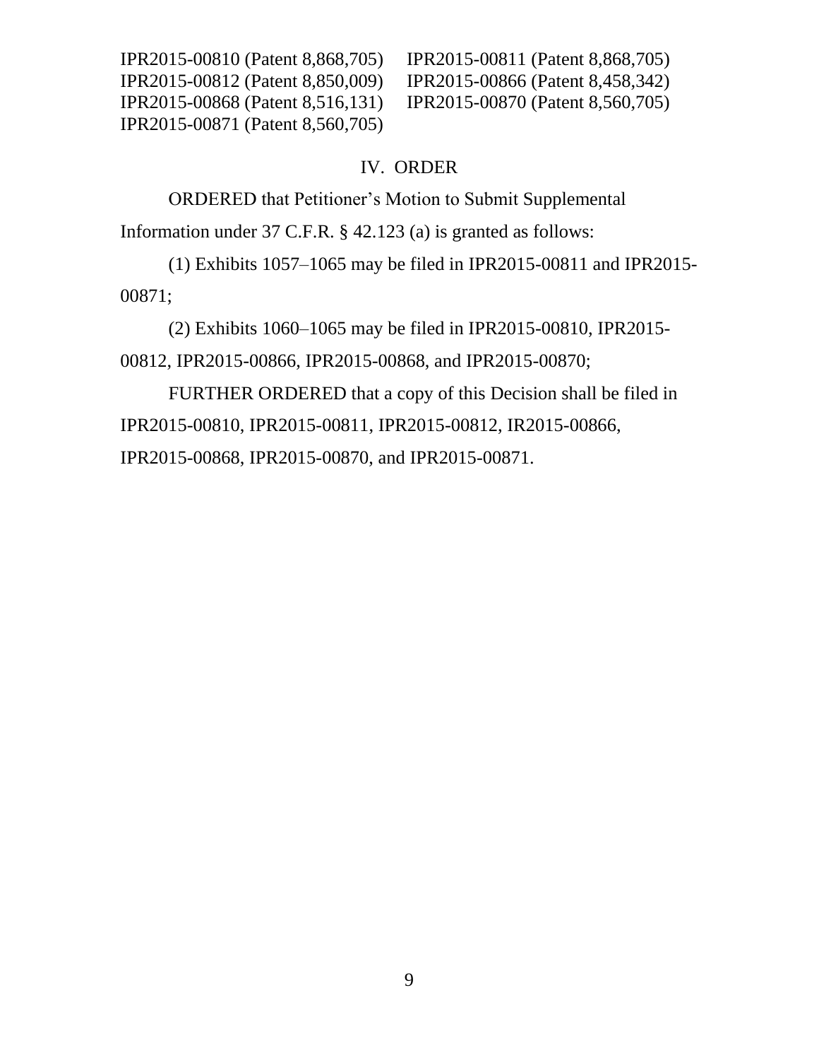## IV. ORDER

ORDERED that Petitioner's Motion to Submit Supplemental Information under 37 C.F.R. § 42.123 (a) is granted as follows:

(1) Exhibits 1057–1065 may be filed in IPR2015-00811 and IPR2015-00871;

(2) Exhibits 1060–1065 may be filed in IPR2015-00810, IPR2015-00812, IPR2015-00866, IPR2015-00868, and IPR2015-00870;

FURTHER ORDERED that a copy of this Decision shall be filed in IPR2015-00810, IPR2015-00811, IPR2015-00812, IR2015-00866, IPR2015-00868, IPR2015-00870, and IPR2015-00871.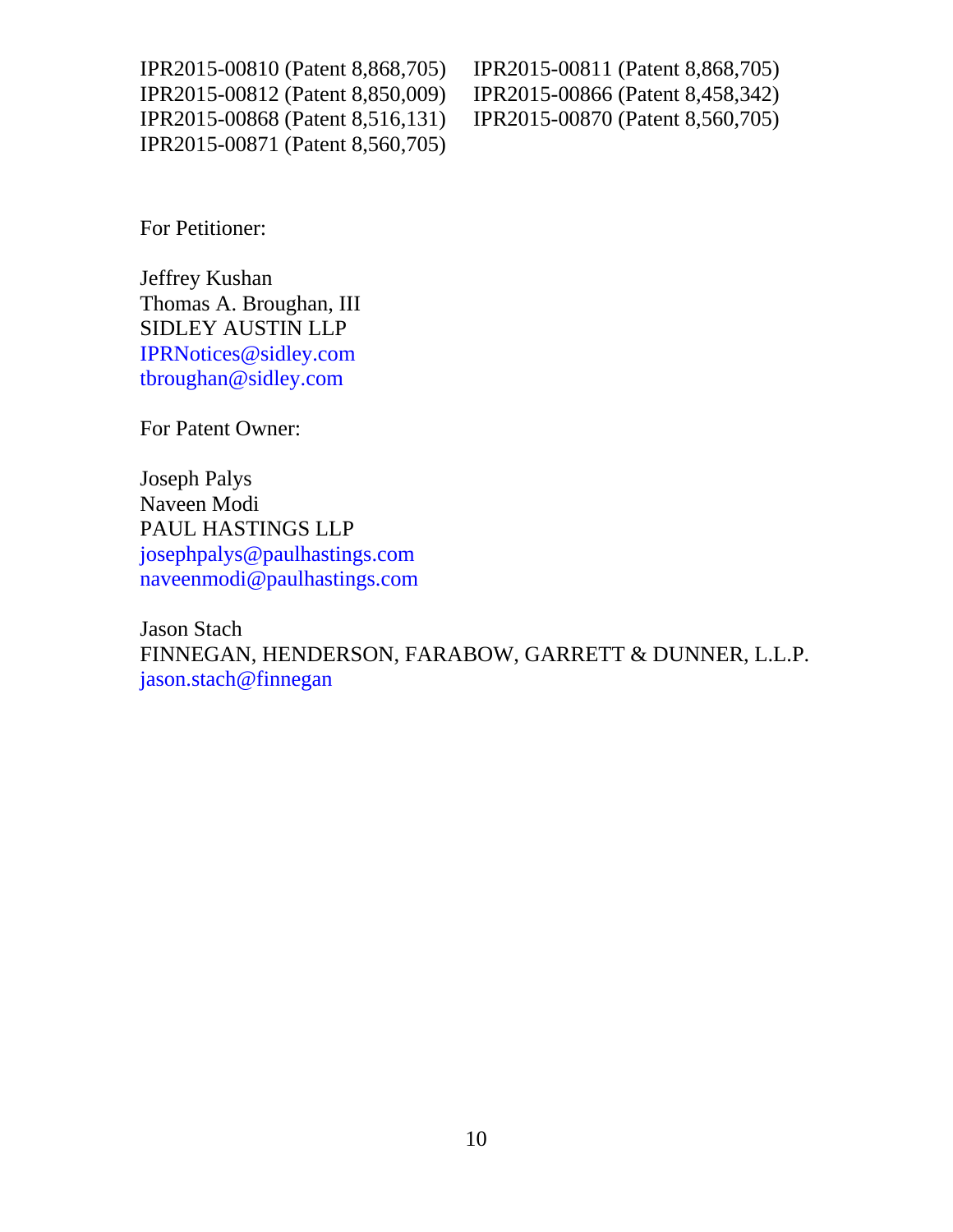IPR2015-00810 (Patent 8,868,705)   IPR2015-00811 (Patent 8,868,705)
IPR2015-00812 (Patent 8,850,009)   IPR2015-00866 (Patent 8,458,342)
IPR2015-00868 (Patent 8,516,131)   IPR2015-00870 (Patent 8,560,705)
IPR2015-00871 (Patent 8,560,705)

For Petitioner:

Jeffrey Kushan
Thomas A. Broughan, III
SIDLEY AUSTIN LLP
IPRNotices@sidley.com
tbroughan@sidley.com

For Patent Owner:

Joseph Palys
Naveen Modi
PAUL HASTINGS LLP
josephpalys@paulhastings.com
naveenmodi@paulhastings.com

Jason Stach
FINNEGAN, HENDERSON, FARABOW, GARRETT & DUNNER, L.L.P.
jason.stach@finnegan